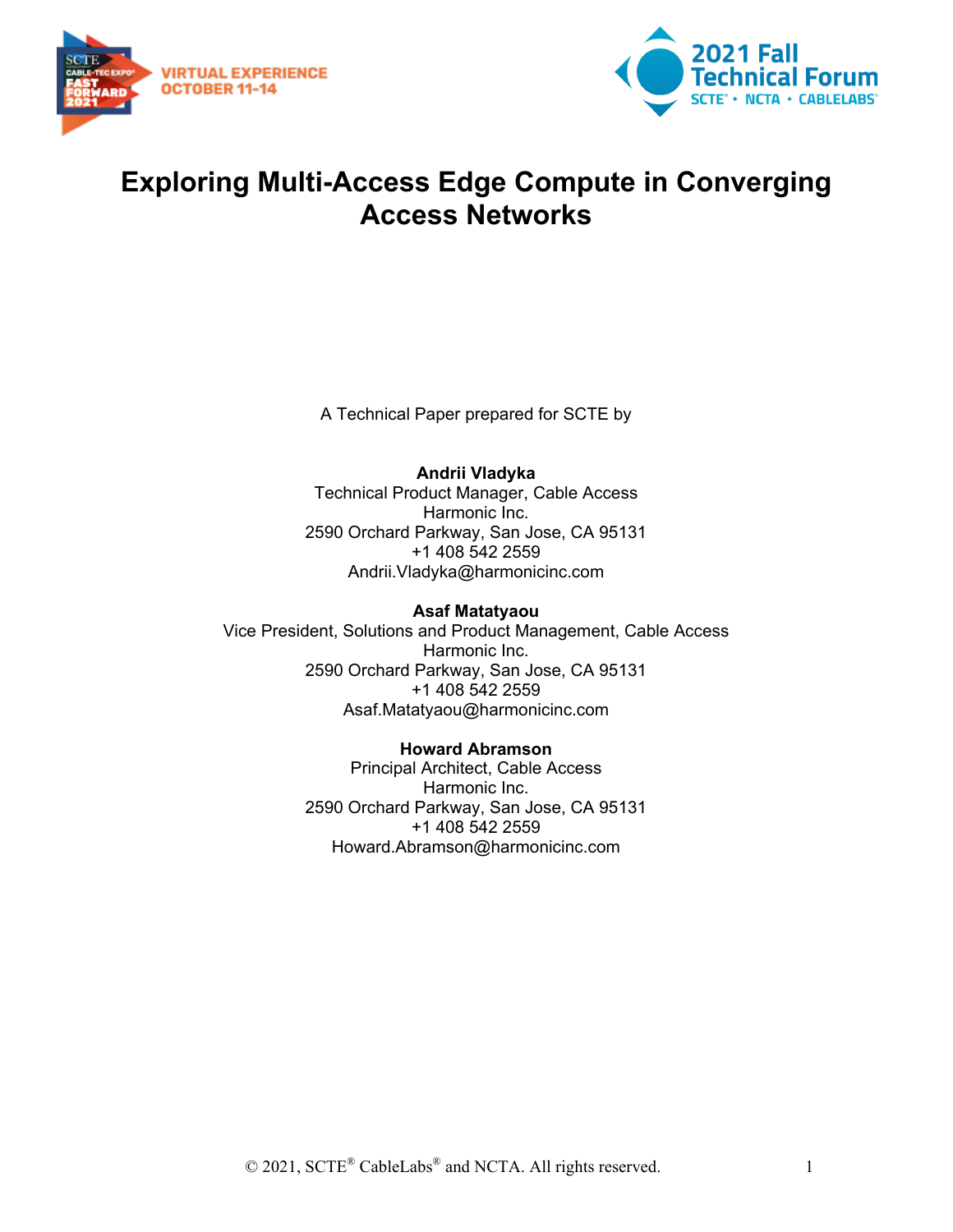# Exploring Multi-Access Edge Compute in Converging Access Networks

A Technical Paper prepared for SCTE by

**Andrii Vladyka**
Technical Product Manager, Cable Access
Harmonic Inc.
2590 Orchard Parkway, San Jose, CA 95131
+1 408 542 2559
Andrii.Vladyka@harmonicinc.com

**Asaf Matatyaou**
Vice President, Solutions and Product Management, Cable Access
Harmonic Inc.
2590 Orchard Parkway, San Jose, CA 95131
+1 408 542 2559
Asaf.Matatyaou@harmonicinc.com

**Howard Abramson**
Principal Architect, Cable Access
Harmonic Inc.
2590 Orchard Parkway, San Jose, CA 95131
+1 408 542 2559
Howard.Abramson@harmonicinc.com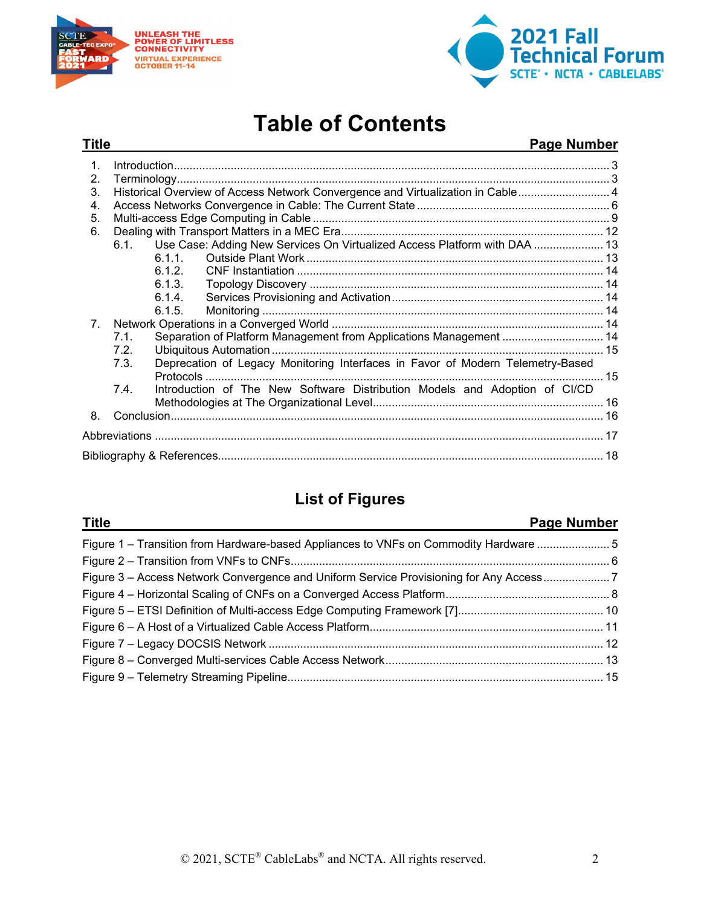# Table of Contents

| Title | Page Number |
|---|---|
| 1. Introduction | 3 |
| 2. Terminology | 3 |
| 3. Historical Overview of Access Network Convergence and Virtualization in Cable | 4 |
| 4. Access Networks Convergence in Cable: The Current State | 6 |
| 5. Multi-access Edge Computing in Cable | 9 |
| 6. Dealing with Transport Matters in a MEC Era | 12 |
| 6.1. Use Case: Adding New Services On Virtualized Access Platform with DAA | 13 |
| 6.1.1. Outside Plant Work | 13 |
| 6.1.2. CNF Instantiation | 14 |
| 6.1.3. Topology Discovery | 14 |
| 6.1.4. Services Provisioning and Activation | 14 |
| 6.1.5. Monitoring | 14 |
| 7. Network Operations in a Converged World | 14 |
| 7.1. Separation of Platform Management from Applications Management | 14 |
| 7.2. Ubiquitous Automation | 15 |
| 7.3. Deprecation of Legacy Monitoring Interfaces in Favor of Modern Telemetry-Based Protocols | 15 |
| 7.4. Introduction of The New Software Distribution Models and Adoption of CI/CD Methodologies at The Organizational Level | 16 |
| 8. Conclusion | 16 |
| Abbreviations | 17 |
| Bibliography & References | 18 |

## List of Figures

| Title | Page Number |
|---|---|
| Figure 1 – Transition from Hardware-based Appliances to VNFs on Commodity Hardware | 5 |
| Figure 2 – Transition from VNFs to CNFs | 6 |
| Figure 3 – Access Network Convergence and Uniform Service Provisioning for Any Access | 7 |
| Figure 4 – Horizontal Scaling of CNFs on a Converged Access Platform | 8 |
| Figure 5 – ETSI Definition of Multi-access Edge Computing Framework [7] | 10 |
| Figure 6 – A Host of a Virtualized Cable Access Platform | 11 |
| Figure 7 – Legacy DOCSIS Network | 12 |
| Figure 8 – Converged Multi-services Cable Access Network | 13 |
| Figure 9 – Telemetry Streaming Pipeline | 15 |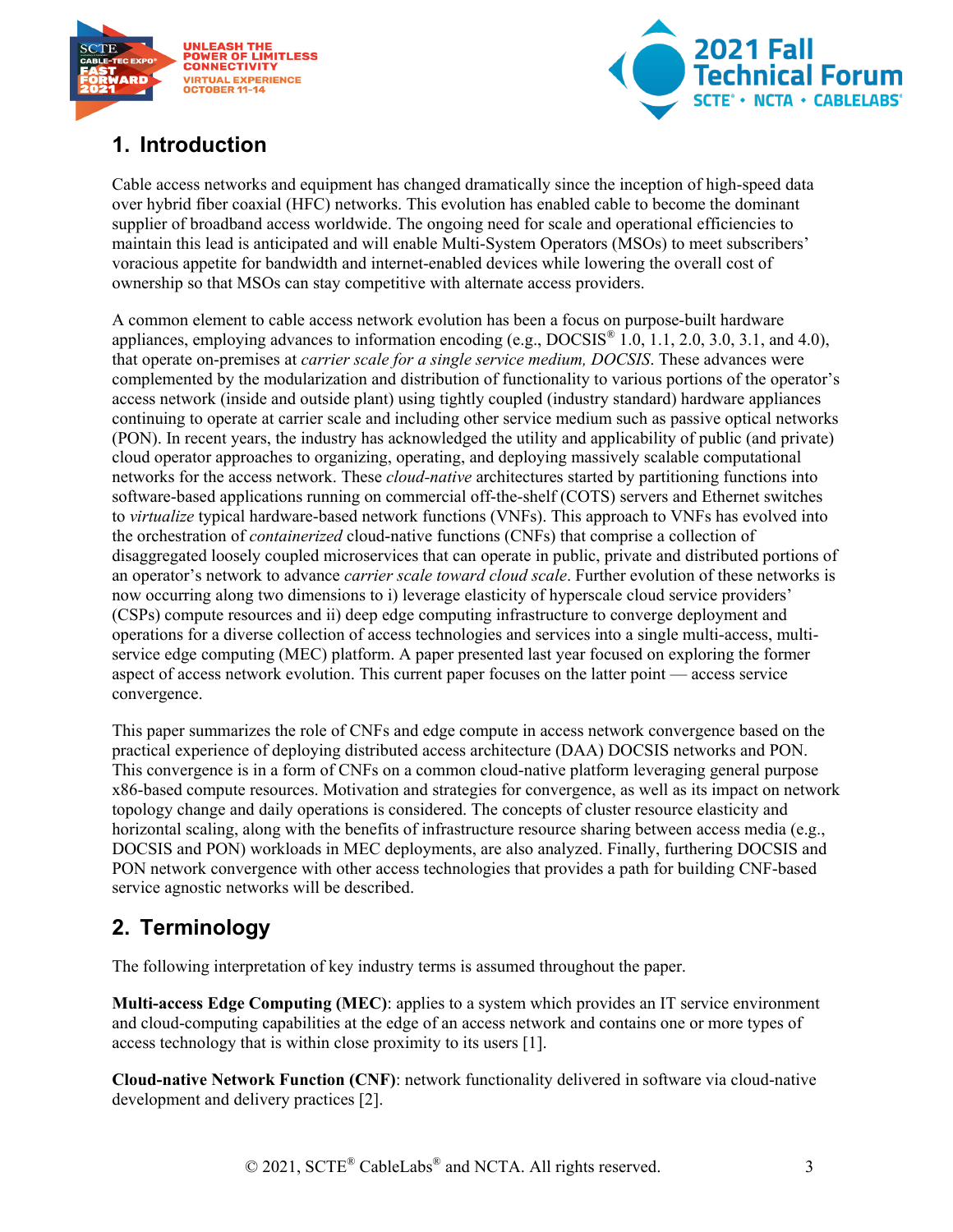## 1. Introduction

Cable access networks and equipment has changed dramatically since the inception of high-speed data over hybrid fiber coaxial (HFC) networks. This evolution has enabled cable to become the dominant supplier of broadband access worldwide. The ongoing need for scale and operational efficiencies to maintain this lead is anticipated and will enable Multi-System Operators (MSOs) to meet subscribers' voracious appetite for bandwidth and internet-enabled devices while lowering the overall cost of ownership so that MSOs can stay competitive with alternate access providers.

A common element to cable access network evolution has been a focus on purpose-built hardware appliances, employing advances to information encoding (e.g., DOCSIS® 1.0, 1.1, 2.0, 3.0, 3.1, and 4.0), that operate on-premises at *carrier scale for a single service medium, DOCSIS*. These advances were complemented by the modularization and distribution of functionality to various portions of the operator's access network (inside and outside plant) using tightly coupled (industry standard) hardware appliances continuing to operate at carrier scale and including other service medium such as passive optical networks (PON). In recent years, the industry has acknowledged the utility and applicability of public (and private) cloud operator approaches to organizing, operating, and deploying massively scalable computational networks for the access network. These *cloud-native* architectures started by partitioning functions into software-based applications running on commercial off-the-shelf (COTS) servers and Ethernet switches to *virtualize* typical hardware-based network functions (VNFs). This approach to VNFs has evolved into the orchestration of *containerized* cloud-native functions (CNFs) that comprise a collection of disaggregated loosely coupled microservices that can operate in public, private and distributed portions of an operator's network to advance *carrier scale toward cloud scale*. Further evolution of these networks is now occurring along two dimensions to i) leverage elasticity of hyperscale cloud service providers' (CSPs) compute resources and ii) deep edge computing infrastructure to converge deployment and operations for a diverse collection of access technologies and services into a single multi-access, multi-service edge computing (MEC) platform. A paper presented last year focused on exploring the former aspect of access network evolution. This current paper focuses on the latter point — access service convergence.

This paper summarizes the role of CNFs and edge compute in access network convergence based on the practical experience of deploying distributed access architecture (DAA) DOCSIS networks and PON. This convergence is in a form of CNFs on a common cloud-native platform leveraging general purpose x86-based compute resources. Motivation and strategies for convergence, as well as its impact on network topology change and daily operations is considered. The concepts of cluster resource elasticity and horizontal scaling, along with the benefits of infrastructure resource sharing between access media (e.g., DOCSIS and PON) workloads in MEC deployments, are also analyzed. Finally, furthering DOCSIS and PON network convergence with other access technologies that provides a path for building CNF-based service agnostic networks will be described.

## 2. Terminology

The following interpretation of key industry terms is assumed throughout the paper.

**Multi-access Edge Computing (MEC)**: applies to a system which provides an IT service environment and cloud-computing capabilities at the edge of an access network and contains one or more types of access technology that is within close proximity to its users [1].

**Cloud-native Network Function (CNF)**: network functionality delivered in software via cloud-native development and delivery practices [2].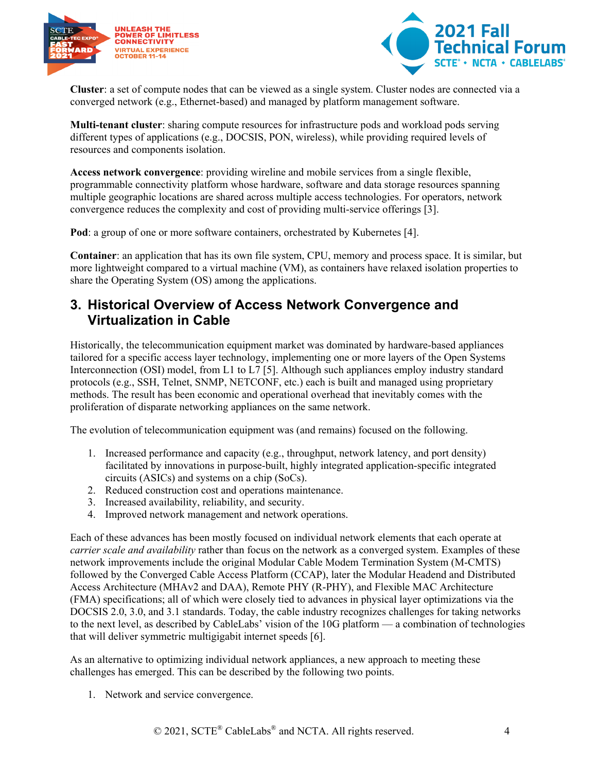**Cluster**: a set of compute nodes that can be viewed as a single system. Cluster nodes are connected via a converged network (e.g., Ethernet-based) and managed by platform management software.

**Multi-tenant cluster**: sharing compute resources for infrastructure pods and workload pods serving different types of applications (e.g., DOCSIS, PON, wireless), while providing required levels of resources and components isolation.

**Access network convergence**: providing wireline and mobile services from a single flexible, programmable connectivity platform whose hardware, software and data storage resources spanning multiple geographic locations are shared across multiple access technologies. For operators, network convergence reduces the complexity and cost of providing multi-service offerings [3].

**Pod**: a group of one or more software containers, orchestrated by Kubernetes [4].

**Container**: an application that has its own file system, CPU, memory and process space. It is similar, but more lightweight compared to a virtual machine (VM), as containers have relaxed isolation properties to share the Operating System (OS) among the applications.

## 3. Historical Overview of Access Network Convergence and Virtualization in Cable

Historically, the telecommunication equipment market was dominated by hardware-based appliances tailored for a specific access layer technology, implementing one or more layers of the Open Systems Interconnection (OSI) model, from L1 to L7 [5]. Although such appliances employ industry standard protocols (e.g., SSH, Telnet, SNMP, NETCONF, etc.) each is built and managed using proprietary methods. The result has been economic and operational overhead that inevitably comes with the proliferation of disparate networking appliances on the same network.

The evolution of telecommunication equipment was (and remains) focused on the following.

1. Increased performance and capacity (e.g., throughput, network latency, and port density) facilitated by innovations in purpose-built, highly integrated application-specific integrated circuits (ASICs) and systems on a chip (SoCs).
2. Reduced construction cost and operations maintenance.
3. Increased availability, reliability, and security.
4. Improved network management and network operations.

Each of these advances has been mostly focused on individual network elements that each operate at *carrier scale and availability* rather than focus on the network as a converged system. Examples of these network improvements include the original Modular Cable Modem Termination System (M-CMTS) followed by the Converged Cable Access Platform (CCAP), later the Modular Headend and Distributed Access Architecture (MHAv2 and DAA), Remote PHY (R-PHY), and Flexible MAC Architecture (FMA) specifications; all of which were closely tied to advances in physical layer optimizations via the DOCSIS 2.0, 3.0, and 3.1 standards. Today, the cable industry recognizes challenges for taking networks to the next level, as described by CableLabs' vision of the 10G platform — a combination of technologies that will deliver symmetric multigigabit internet speeds [6].

As an alternative to optimizing individual network appliances, a new approach to meeting these challenges has emerged. This can be described by the following two points.

1. Network and service convergence.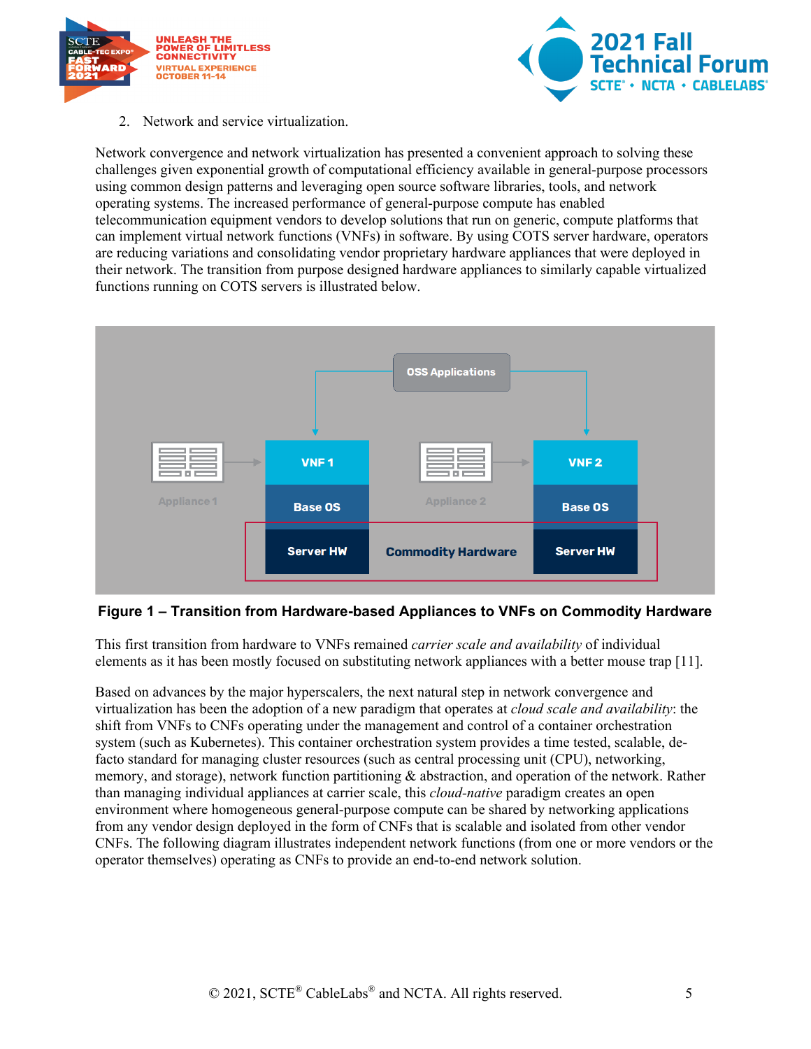2. Network and service virtualization.

Network convergence and network virtualization has presented a convenient approach to solving these challenges given exponential growth of computational efficiency available in general-purpose processors using common design patterns and leveraging open source software libraries, tools, and network operating systems. The increased performance of general-purpose compute has enabled telecommunication equipment vendors to develop solutions that run on generic, compute platforms that can implement virtual network functions (VNFs) in software. By using COTS server hardware, operators are reducing variations and consolidating vendor proprietary hardware appliances that were deployed in their network. The transition from purpose designed hardware appliances to similarly capable virtualized functions running on COTS servers is illustrated below.

**Figure 1 – Transition from Hardware-based Appliances to VNFs on Commodity Hardware**

This first transition from hardware to VNFs remained *carrier scale and availability* of individual elements as it has been mostly focused on substituting network appliances with a better mouse trap [11].

Based on advances by the major hyperscalers, the next natural step in network convergence and virtualization has been the adoption of a new paradigm that operates at *cloud scale and availability*: the shift from VNFs to CNFs operating under the management and control of a container orchestration system (such as Kubernetes). This container orchestration system provides a time tested, scalable, de-facto standard for managing cluster resources (such as central processing unit (CPU), networking, memory, and storage), network function partitioning & abstraction, and operation of the network. Rather than managing individual appliances at carrier scale, this *cloud-native* paradigm creates an open environment where homogeneous general-purpose compute can be shared by networking applications from any vendor design deployed in the form of CNFs that is scalable and isolated from other vendor CNFs. The following diagram illustrates independent network functions (from one or more vendors or the operator themselves) operating as CNFs to provide an end-to-end network solution.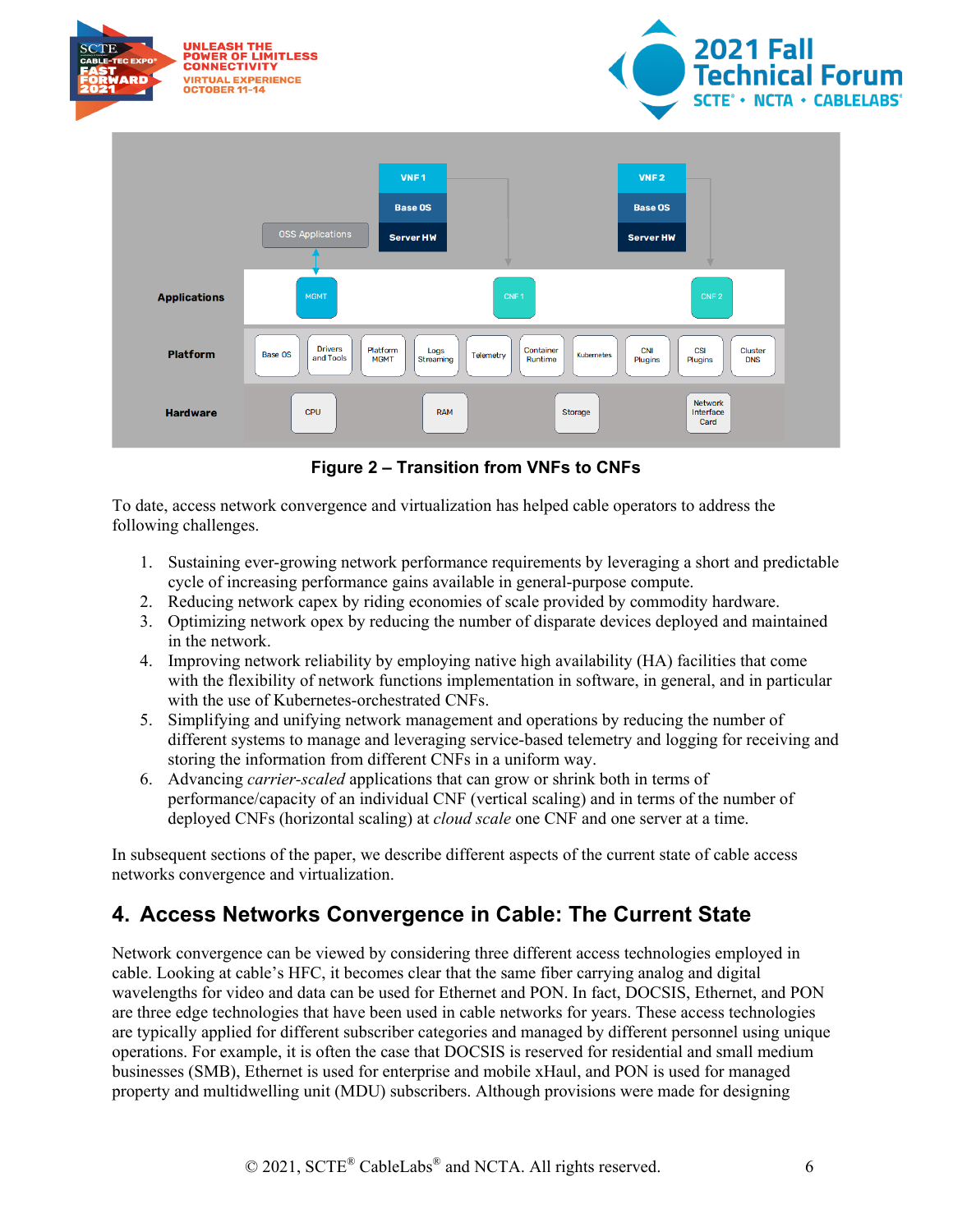**Figure 2 – Transition from VNFs to CNFs**

To date, access network convergence and virtualization has helped cable operators to address the following challenges.

1. Sustaining ever-growing network performance requirements by leveraging a short and predictable cycle of increasing performance gains available in general-purpose compute.
2. Reducing network capex by riding economies of scale provided by commodity hardware.
3. Optimizing network opex by reducing the number of disparate devices deployed and maintained in the network.
4. Improving network reliability by employing native high availability (HA) facilities that come with the flexibility of network functions implementation in software, in general, and in particular with the use of Kubernetes-orchestrated CNFs.
5. Simplifying and unifying network management and operations by reducing the number of different systems to manage and leveraging service-based telemetry and logging for receiving and storing the information from different CNFs in a uniform way.
6. Advancing *carrier-scaled* applications that can grow or shrink both in terms of performance/capacity of an individual CNF (vertical scaling) and in terms of the number of deployed CNFs (horizontal scaling) at *cloud scale* one CNF and one server at a time.

In subsequent sections of the paper, we describe different aspects of the current state of cable access networks convergence and virtualization.

## 4. Access Networks Convergence in Cable: The Current State

Network convergence can be viewed by considering three different access technologies employed in cable. Looking at cable's HFC, it becomes clear that the same fiber carrying analog and digital wavelengths for video and data can be used for Ethernet and PON. In fact, DOCSIS, Ethernet, and PON are three edge technologies that have been used in cable networks for years. These access technologies are typically applied for different subscriber categories and managed by different personnel using unique operations. For example, it is often the case that DOCSIS is reserved for residential and small medium businesses (SMB), Ethernet is used for enterprise and mobile xHaul, and PON is used for managed property and multidwelling unit (MDU) subscribers. Although provisions were made for designing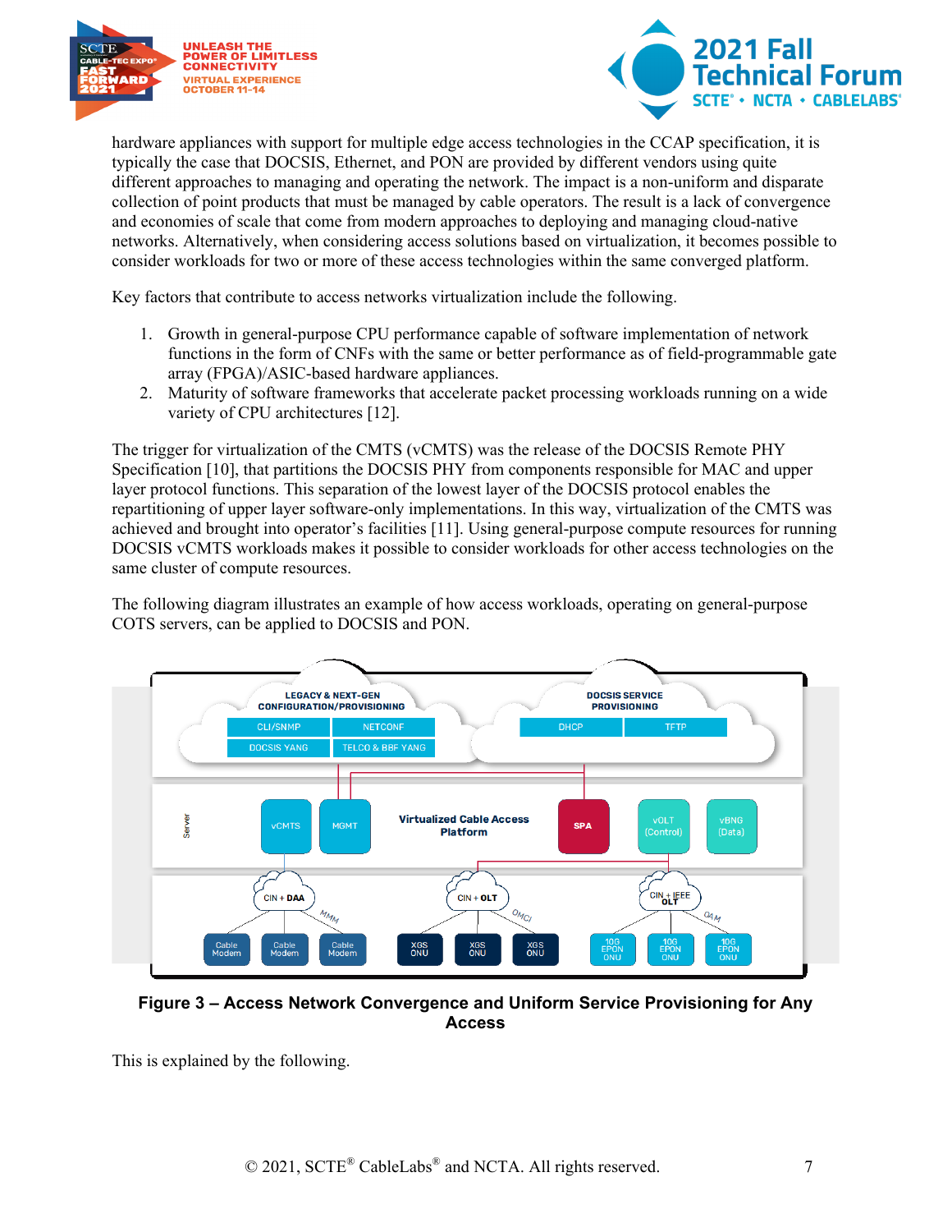hardware appliances with support for multiple edge access technologies in the CCAP specification, it is typically the case that DOCSIS, Ethernet, and PON are provided by different vendors using quite different approaches to managing and operating the network. The impact is a non-uniform and disparate collection of point products that must be managed by cable operators. The result is a lack of convergence and economies of scale that come from modern approaches to deploying and managing cloud-native networks. Alternatively, when considering access solutions based on virtualization, it becomes possible to consider workloads for two or more of these access technologies within the same converged platform.

Key factors that contribute to access networks virtualization include the following.

1. Growth in general-purpose CPU performance capable of software implementation of network functions in the form of CNFs with the same or better performance as of field-programmable gate array (FPGA)/ASIC-based hardware appliances.
2. Maturity of software frameworks that accelerate packet processing workloads running on a wide variety of CPU architectures [12].

The trigger for virtualization of the CMTS (vCMTS) was the release of the DOCSIS Remote PHY Specification [10], that partitions the DOCSIS PHY from components responsible for MAC and upper layer protocol functions. This separation of the lowest layer of the DOCSIS protocol enables the repartitioning of upper layer software-only implementations. In this way, virtualization of the CMTS was achieved and brought into operator's facilities [11]. Using general-purpose compute resources for running DOCSIS vCMTS workloads makes it possible to consider workloads for other access technologies on the same cluster of compute resources.

The following diagram illustrates an example of how access workloads, operating on general-purpose COTS servers, can be applied to DOCSIS and PON.

**Figure 3 – Access Network Convergence and Uniform Service Provisioning for Any Access**

This is explained by the following.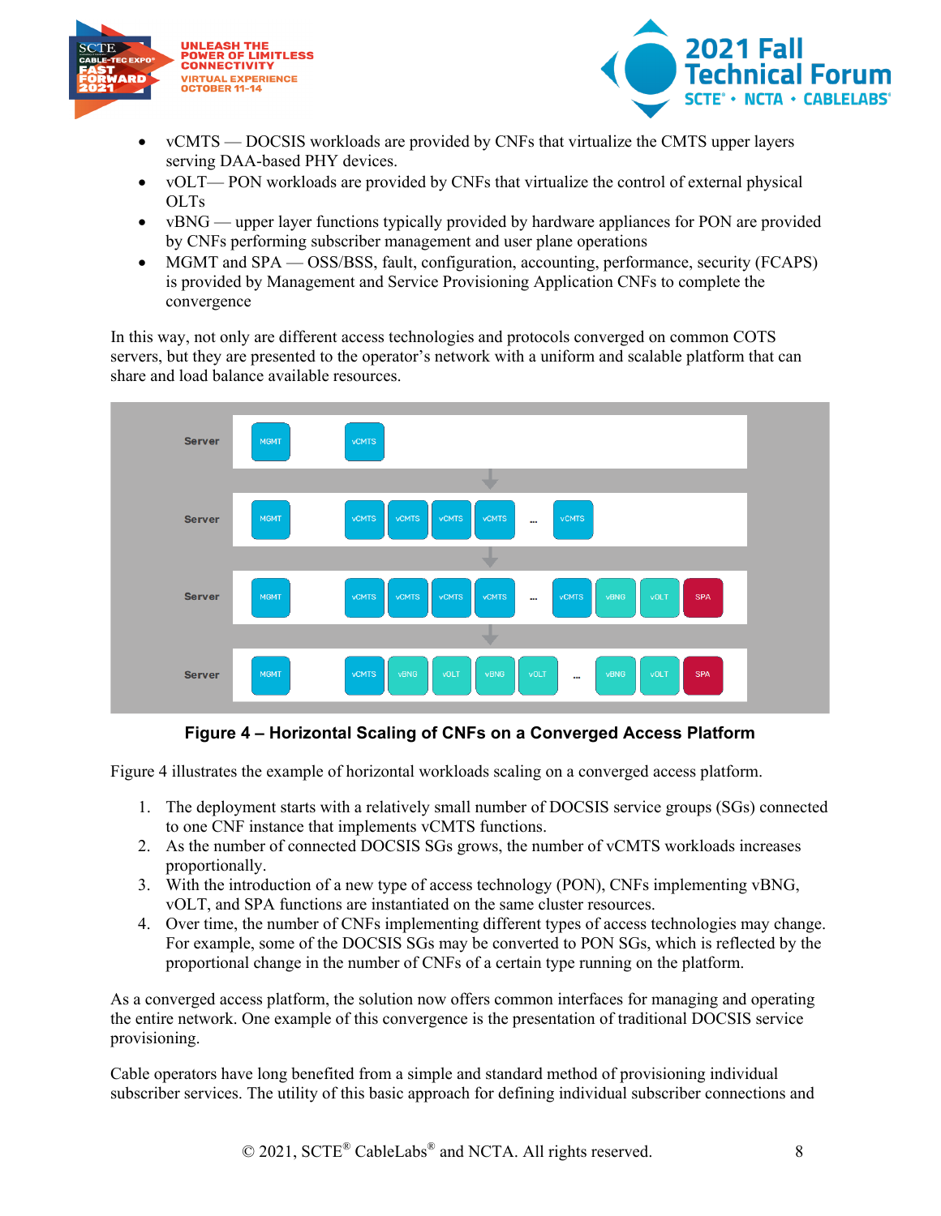- vCMTS — DOCSIS workloads are provided by CNFs that virtualize the CMTS upper layers serving DAA-based PHY devices.
- vOLT— PON workloads are provided by CNFs that virtualize the control of external physical OLTs
- vBNG — upper layer functions typically provided by hardware appliances for PON are provided by CNFs performing subscriber management and user plane operations
- MGMT and SPA — OSS/BSS, fault, configuration, accounting, performance, security (FCAPS) is provided by Management and Service Provisioning Application CNFs to complete the convergence

In this way, not only are different access technologies and protocols converged on common COTS servers, but they are presented to the operator's network with a uniform and scalable platform that can share and load balance available resources.

**Figure 4 – Horizontal Scaling of CNFs on a Converged Access Platform**

Figure 4 illustrates the example of horizontal workloads scaling on a converged access platform.

1. The deployment starts with a relatively small number of DOCSIS service groups (SGs) connected to one CNF instance that implements vCMTS functions.
2. As the number of connected DOCSIS SGs grows, the number of vCMTS workloads increases proportionally.
3. With the introduction of a new type of access technology (PON), CNFs implementing vBNG, vOLT, and SPA functions are instantiated on the same cluster resources.
4. Over time, the number of CNFs implementing different types of access technologies may change. For example, some of the DOCSIS SGs may be converted to PON SGs, which is reflected by the proportional change in the number of CNFs of a certain type running on the platform.

As a converged access platform, the solution now offers common interfaces for managing and operating the entire network. One example of this convergence is the presentation of traditional DOCSIS service provisioning.

Cable operators have long benefited from a simple and standard method of provisioning individual subscriber services. The utility of this basic approach for defining individual subscriber connections and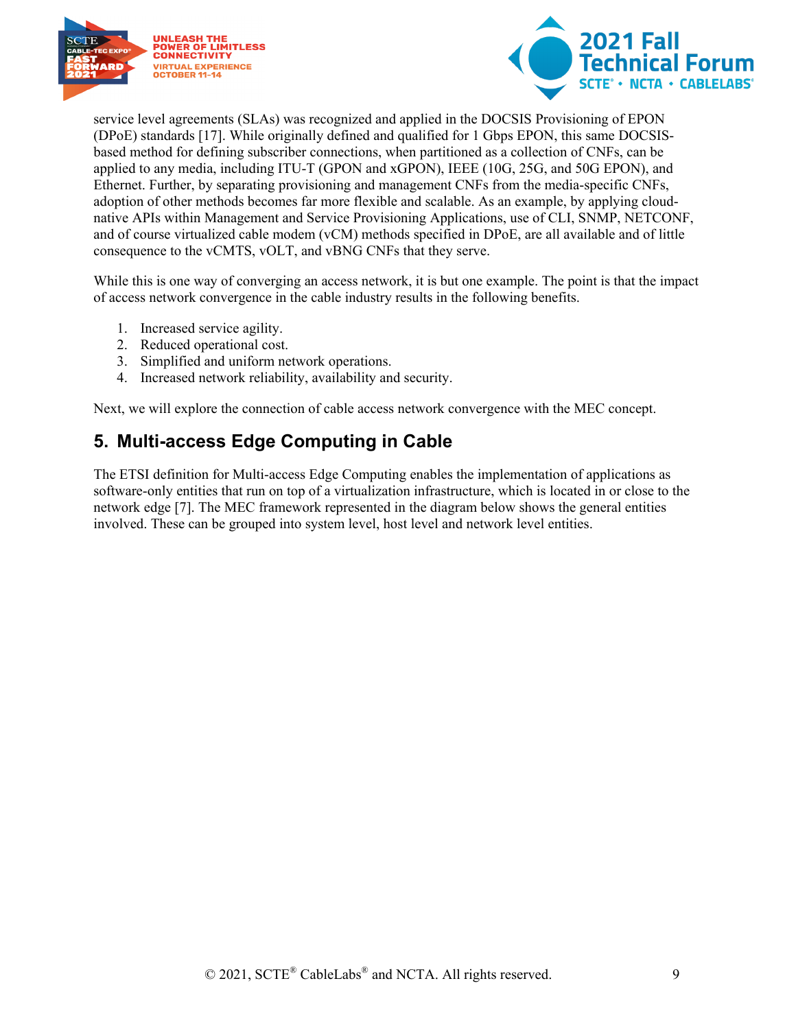service level agreements (SLAs) was recognized and applied in the DOCSIS Provisioning of EPON (DPoE) standards [17]. While originally defined and qualified for 1 Gbps EPON, this same DOCSIS-based method for defining subscriber connections, when partitioned as a collection of CNFs, can be applied to any media, including ITU-T (GPON and xGPON), IEEE (10G, 25G, and 50G EPON), and Ethernet. Further, by separating provisioning and management CNFs from the media-specific CNFs, adoption of other methods becomes far more flexible and scalable. As an example, by applying cloud-native APIs within Management and Service Provisioning Applications, use of CLI, SNMP, NETCONF, and of course virtualized cable modem (vCM) methods specified in DPoE, are all available and of little consequence to the vCMTS, vOLT, and vBNG CNFs that they serve.

While this is one way of converging an access network, it is but one example. The point is that the impact of access network convergence in the cable industry results in the following benefits.

1. Increased service agility.
2. Reduced operational cost.
3. Simplified and uniform network operations.
4. Increased network reliability, availability and security.

Next, we will explore the connection of cable access network convergence with the MEC concept.

## 5. Multi-access Edge Computing in Cable

The ETSI definition for Multi-access Edge Computing enables the implementation of applications as software-only entities that run on top of a virtualization infrastructure, which is located in or close to the network edge [7]. The MEC framework represented in the diagram below shows the general entities involved. These can be grouped into system level, host level and network level entities.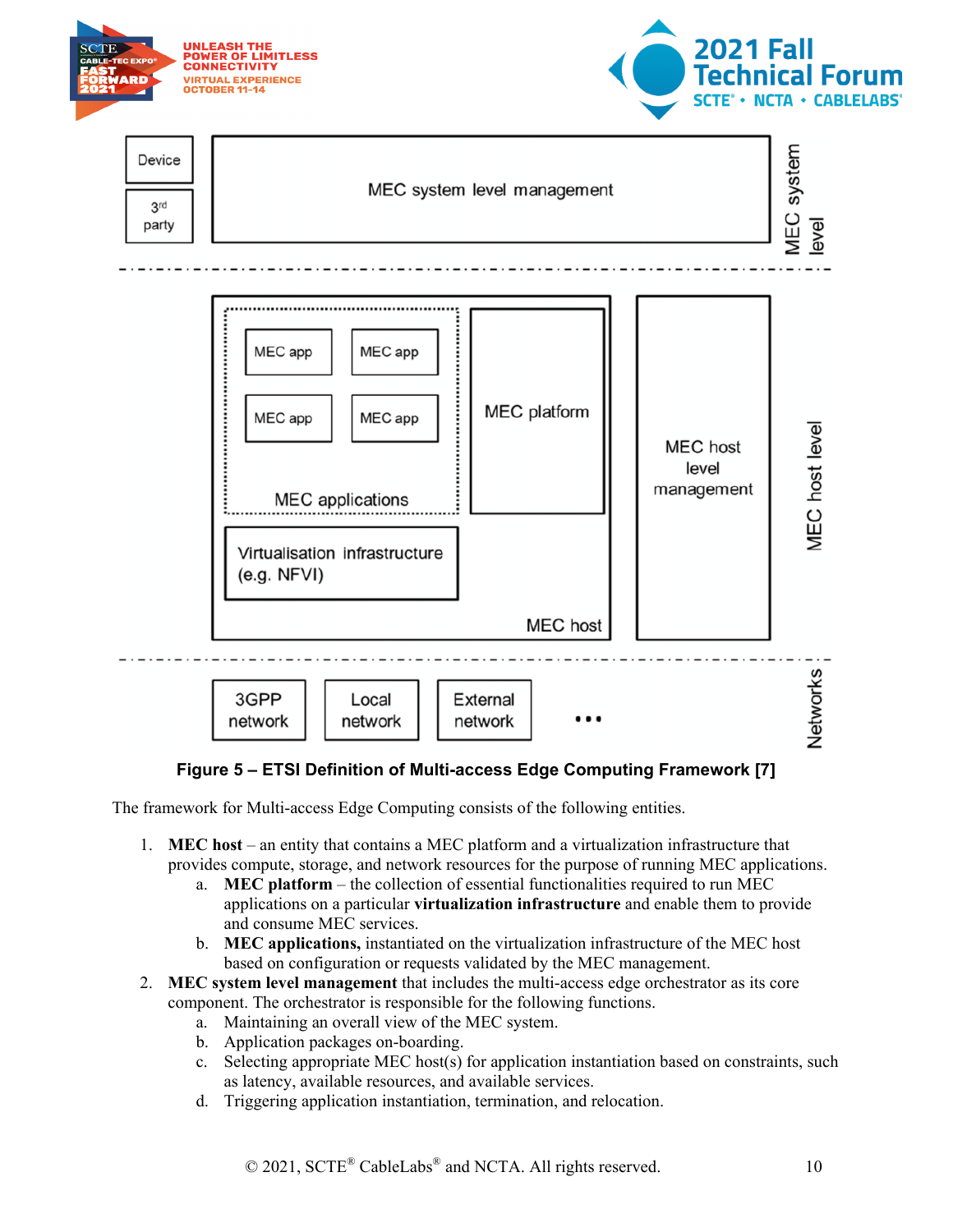Figure 5 – ETSI Definition of Multi-access Edge Computing Framework [7]

The framework for Multi-access Edge Computing consists of the following entities.

1. **MEC host** – an entity that contains a MEC platform and a virtualization infrastructure that provides compute, storage, and network resources for the purpose of running MEC applications.
    a. **MEC platform** – the collection of essential functionalities required to run MEC applications on a particular **virtualization infrastructure** and enable them to provide and consume MEC services.
    b. **MEC applications,** instantiated on the virtualization infrastructure of the MEC host based on configuration or requests validated by the MEC management.
2. **MEC system level management** that includes the multi-access edge orchestrator as its core component. The orchestrator is responsible for the following functions.
    a. Maintaining an overall view of the MEC system.
    b. Application packages on-boarding.
    c. Selecting appropriate MEC host(s) for application instantiation based on constraints, such as latency, available resources, and available services.
    d. Triggering application instantiation, termination, and relocation.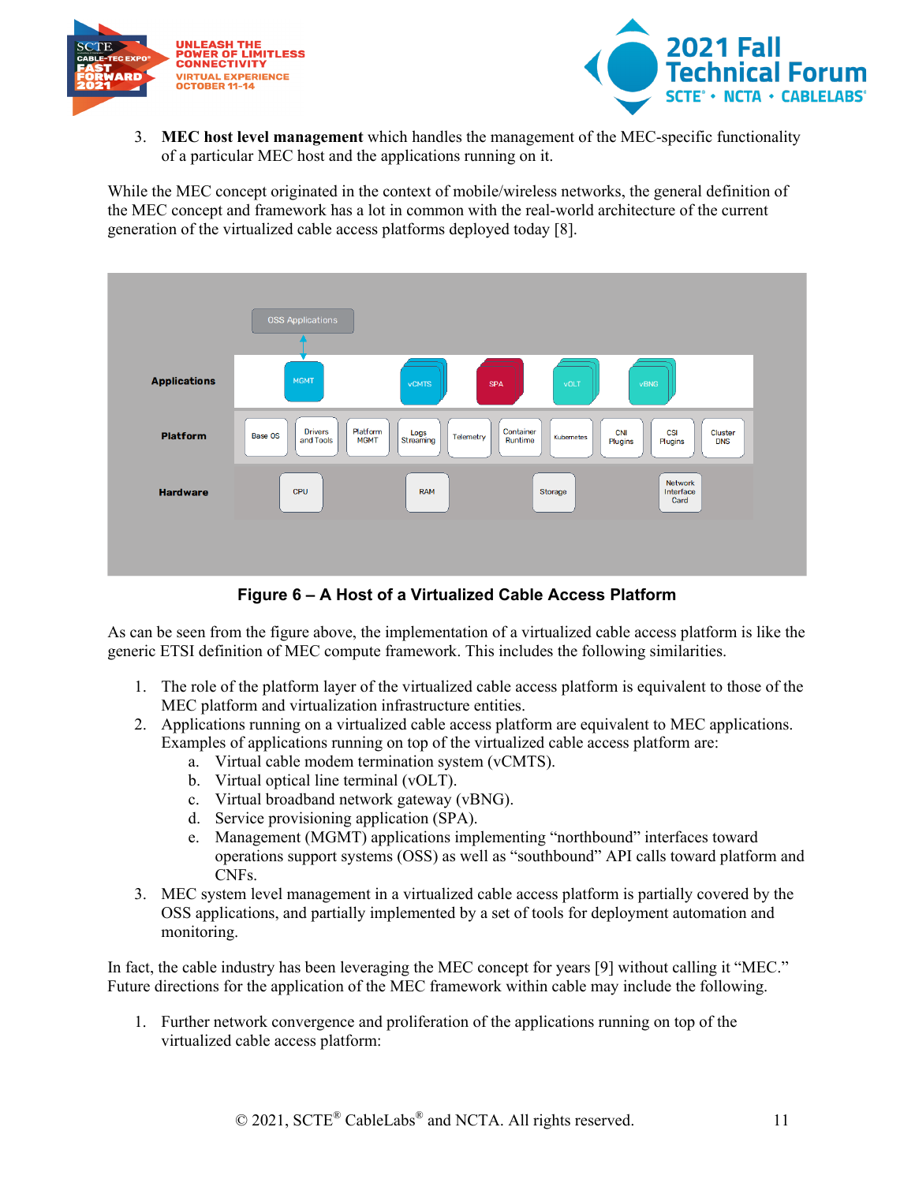3. **MEC host level management** which handles the management of the MEC-specific functionality of a particular MEC host and the applications running on it.

While the MEC concept originated in the context of mobile/wireless networks, the general definition of the MEC concept and framework has a lot in common with the real-world architecture of the current generation of the virtualized cable access platforms deployed today [8].

**Figure 6 – A Host of a Virtualized Cable Access Platform**

As can be seen from the figure above, the implementation of a virtualized cable access platform is like the generic ETSI definition of MEC compute framework. This includes the following similarities.

1. The role of the platform layer of the virtualized cable access platform is equivalent to those of the MEC platform and virtualization infrastructure entities.
2. Applications running on a virtualized cable access platform are equivalent to MEC applications. Examples of applications running on top of the virtualized cable access platform are:
   a. Virtual cable modem termination system (vCMTS).
   b. Virtual optical line terminal (vOLT).
   c. Virtual broadband network gateway (vBNG).
   d. Service provisioning application (SPA).
   e. Management (MGMT) applications implementing "northbound" interfaces toward operations support systems (OSS) as well as "southbound" API calls toward platform and CNFs.
3. MEC system level management in a virtualized cable access platform is partially covered by the OSS applications, and partially implemented by a set of tools for deployment automation and monitoring.

In fact, the cable industry has been leveraging the MEC concept for years [9] without calling it "MEC." Future directions for the application of the MEC framework within cable may include the following.

1. Further network convergence and proliferation of the applications running on top of the virtualized cable access platform: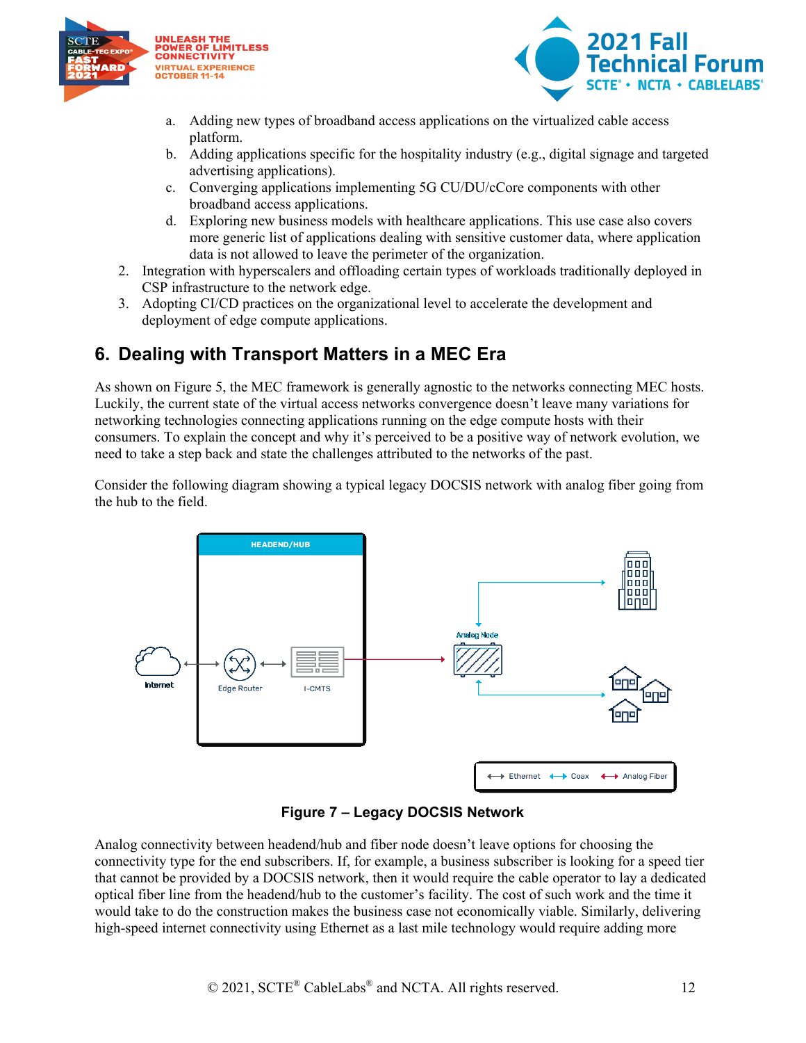a. Adding new types of broadband access applications on the virtualized cable access platform.
b. Adding applications specific for the hospitality industry (e.g., digital signage and targeted advertising applications).
c. Converging applications implementing 5G CU/DU/cCore components with other broadband access applications.
d. Exploring new business models with healthcare applications. This use case also covers more generic list of applications dealing with sensitive customer data, where application data is not allowed to leave the perimeter of the organization.

2. Integration with hyperscalers and offloading certain types of workloads traditionally deployed in CSP infrastructure to the network edge.
3. Adopting CI/CD practices on the organizational level to accelerate the development and deployment of edge compute applications.

## 6. Dealing with Transport Matters in a MEC Era

As shown on Figure 5, the MEC framework is generally agnostic to the networks connecting MEC hosts. Luckily, the current state of the virtual access networks convergence doesn't leave many variations for networking technologies connecting applications running on the edge compute hosts with their consumers. To explain the concept and why it's perceived to be a positive way of network evolution, we need to take a step back and state the challenges attributed to the networks of the past.

Consider the following diagram showing a typical legacy DOCSIS network with analog fiber going from the hub to the field.

**Figure 7 – Legacy DOCSIS Network**

Analog connectivity between headend/hub and fiber node doesn't leave options for choosing the connectivity type for the end subscribers. If, for example, a business subscriber is looking for a speed tier that cannot be provided by a DOCSIS network, then it would require the cable operator to lay a dedicated optical fiber line from the headend/hub to the customer's facility. The cost of such work and the time it would take to do the construction makes the business case not economically viable. Similarly, delivering high-speed internet connectivity using Ethernet as a last mile technology would require adding more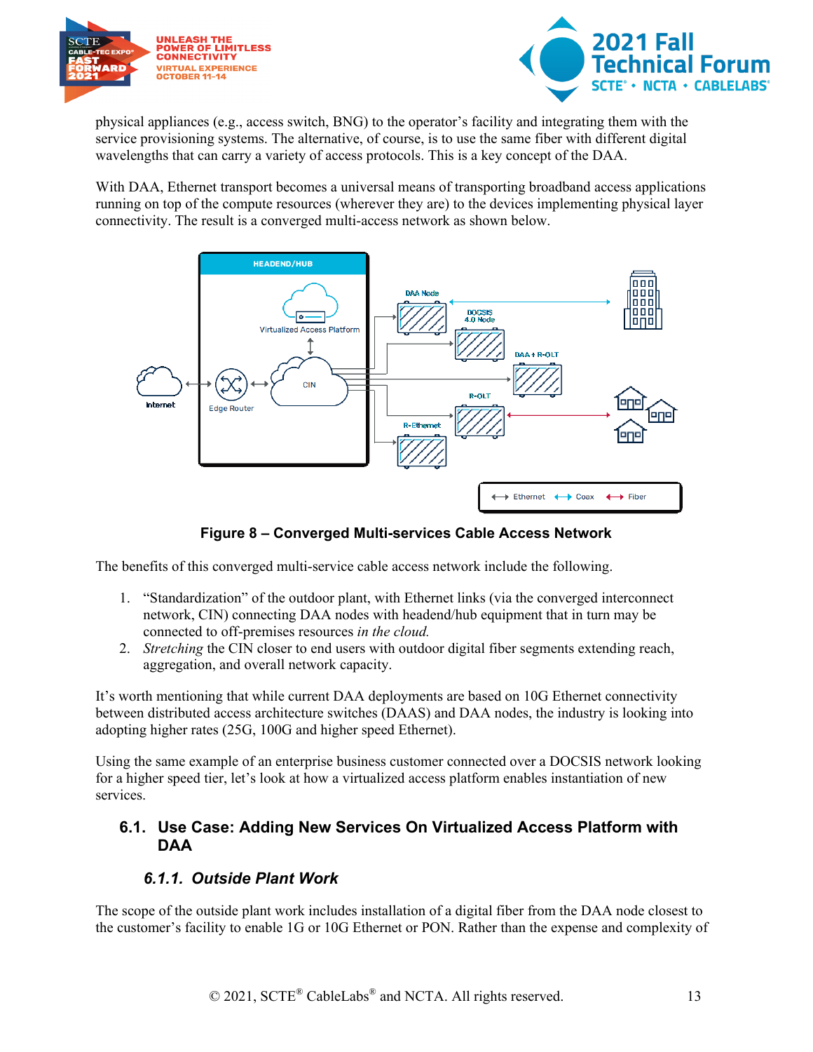physical appliances (e.g., access switch, BNG) to the operator's facility and integrating them with the service provisioning systems. The alternative, of course, is to use the same fiber with different digital wavelengths that can carry a variety of access protocols. This is a key concept of the DAA.

With DAA, Ethernet transport becomes a universal means of transporting broadband access applications running on top of the compute resources (wherever they are) to the devices implementing physical layer connectivity. The result is a converged multi-access network as shown below.

**Figure 8 – Converged Multi-services Cable Access Network**

The benefits of this converged multi-service cable access network include the following.

1. "Standardization" of the outdoor plant, with Ethernet links (via the converged interconnect network, CIN) connecting DAA nodes with headend/hub equipment that in turn may be connected to off-premises resources *in the cloud.*
2. *Stretching* the CIN closer to end users with outdoor digital fiber segments extending reach, aggregation, and overall network capacity.

It's worth mentioning that while current DAA deployments are based on 10G Ethernet connectivity between distributed access architecture switches (DAAS) and DAA nodes, the industry is looking into adopting higher rates (25G, 100G and higher speed Ethernet).

Using the same example of an enterprise business customer connected over a DOCSIS network looking for a higher speed tier, let's look at how a virtualized access platform enables instantiation of new services.

## 6.1. Use Case: Adding New Services On Virtualized Access Platform with DAA

### *6.1.1. Outside Plant Work*

The scope of the outside plant work includes installation of a digital fiber from the DAA node closest to the customer's facility to enable 1G or 10G Ethernet or PON. Rather than the expense and complexity of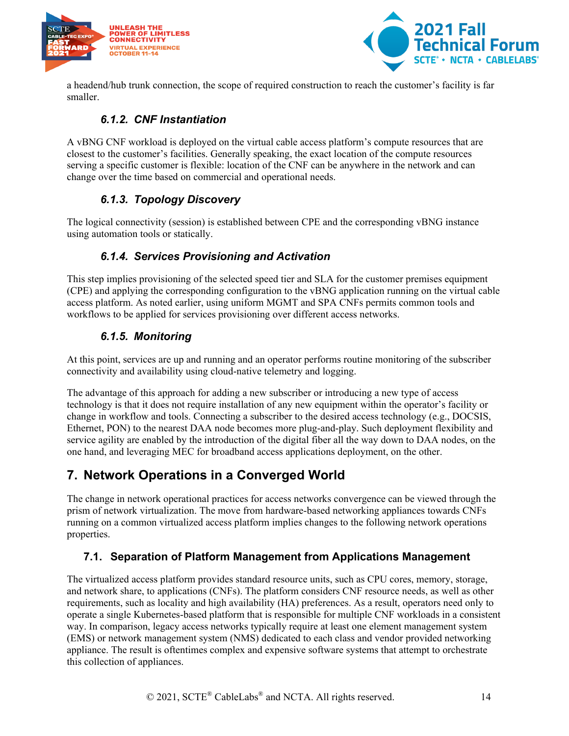a headend/hub trunk connection, the scope of required construction to reach the customer's facility is far smaller.

### *6.1.2. CNF Instantiation*

A vBNG CNF workload is deployed on the virtual cable access platform's compute resources that are closest to the customer's facilities. Generally speaking, the exact location of the compute resources serving a specific customer is flexible: location of the CNF can be anywhere in the network and can change over the time based on commercial and operational needs.

### *6.1.3. Topology Discovery*

The logical connectivity (session) is established between CPE and the corresponding vBNG instance using automation tools or statically.

### *6.1.4. Services Provisioning and Activation*

This step implies provisioning of the selected speed tier and SLA for the customer premises equipment (CPE) and applying the corresponding configuration to the vBNG application running on the virtual cable access platform. As noted earlier, using uniform MGMT and SPA CNFs permits common tools and workflows to be applied for services provisioning over different access networks.

### *6.1.5. Monitoring*

At this point, services are up and running and an operator performs routine monitoring of the subscriber connectivity and availability using cloud-native telemetry and logging.

The advantage of this approach for adding a new subscriber or introducing a new type of access technology is that it does not require installation of any new equipment within the operator's facility or change in workflow and tools. Connecting a subscriber to the desired access technology (e.g., DOCSIS, Ethernet, PON) to the nearest DAA node becomes more plug-and-play. Such deployment flexibility and service agility are enabled by the introduction of the digital fiber all the way down to DAA nodes, on the one hand, and leveraging MEC for broadband access applications deployment, on the other.

# 7. Network Operations in a Converged World

The change in network operational practices for access networks convergence can be viewed through the prism of network virtualization. The move from hardware-based networking appliances towards CNFs running on a common virtualized access platform implies changes to the following network operations properties.

## 7.1. Separation of Platform Management from Applications Management

The virtualized access platform provides standard resource units, such as CPU cores, memory, storage, and network share, to applications (CNFs). The platform considers CNF resource needs, as well as other requirements, such as locality and high availability (HA) preferences. As a result, operators need only to operate a single Kubernetes-based platform that is responsible for multiple CNF workloads in a consistent way. In comparison, legacy access networks typically require at least one element management system (EMS) or network management system (NMS) dedicated to each class and vendor provided networking appliance. The result is oftentimes complex and expensive software systems that attempt to orchestrate this collection of appliances.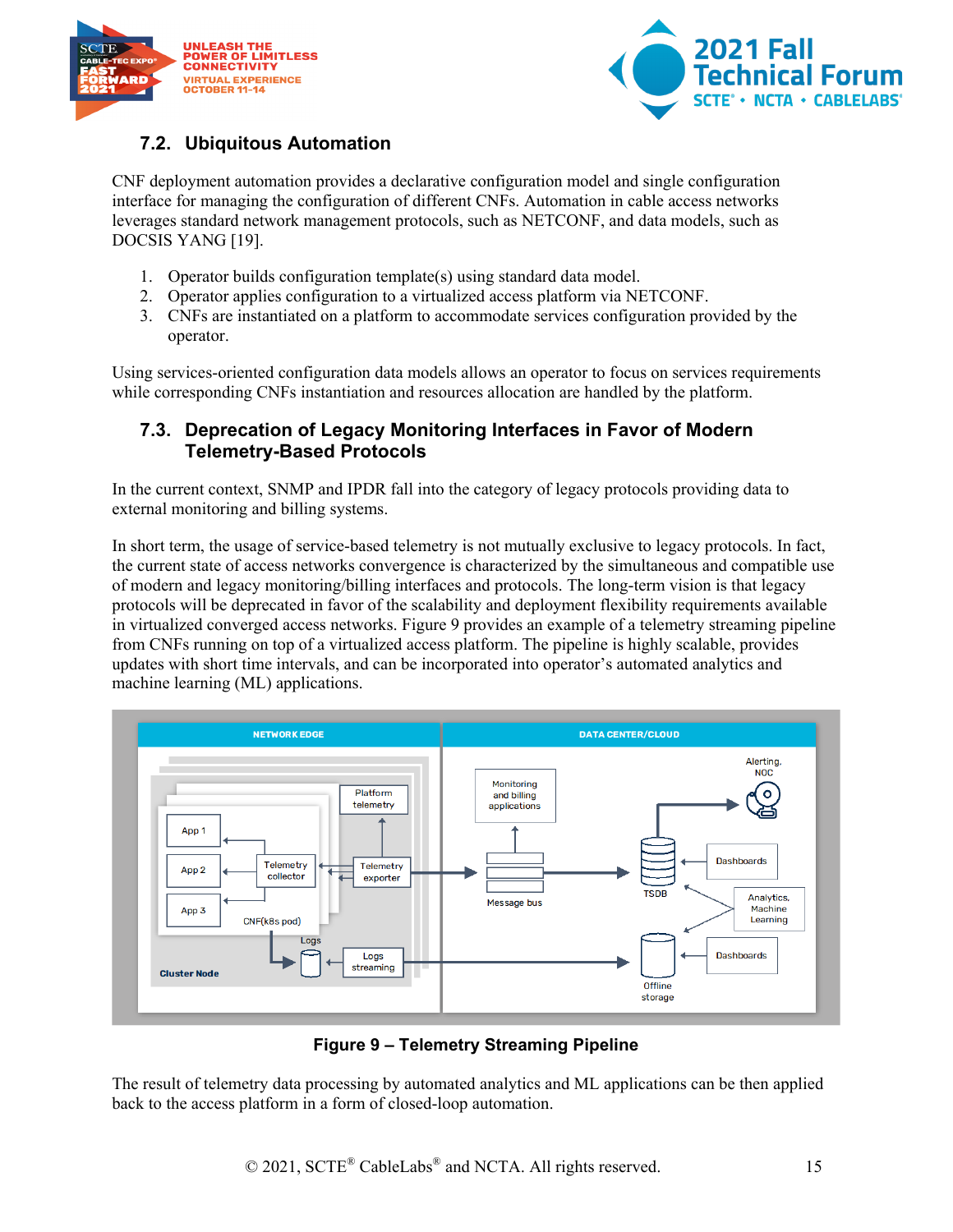## 7.2. Ubiquitous Automation

CNF deployment automation provides a declarative configuration model and single configuration interface for managing the configuration of different CNFs. Automation in cable access networks leverages standard network management protocols, such as NETCONF, and data models, such as DOCSIS YANG [19].

1. Operator builds configuration template(s) using standard data model.
2. Operator applies configuration to a virtualized access platform via NETCONF.
3. CNFs are instantiated on a platform to accommodate services configuration provided by the operator.

Using services-oriented configuration data models allows an operator to focus on services requirements while corresponding CNFs instantiation and resources allocation are handled by the platform.

## 7.3. Deprecation of Legacy Monitoring Interfaces in Favor of Modern Telemetry-Based Protocols

In the current context, SNMP and IPDR fall into the category of legacy protocols providing data to external monitoring and billing systems.

In short term, the usage of service-based telemetry is not mutually exclusive to legacy protocols. In fact, the current state of access networks convergence is characterized by the simultaneous and compatible use of modern and legacy monitoring/billing interfaces and protocols. The long-term vision is that legacy protocols will be deprecated in favor of the scalability and deployment flexibility requirements available in virtualized converged access networks. Figure 9 provides an example of a telemetry streaming pipeline from CNFs running on top of a virtualized access platform. The pipeline is highly scalable, provides updates with short time intervals, and can be incorporated into operator's automated analytics and machine learning (ML) applications.

**Figure 9 – Telemetry Streaming Pipeline**

The result of telemetry data processing by automated analytics and ML applications can be then applied back to the access platform in a form of closed-loop automation.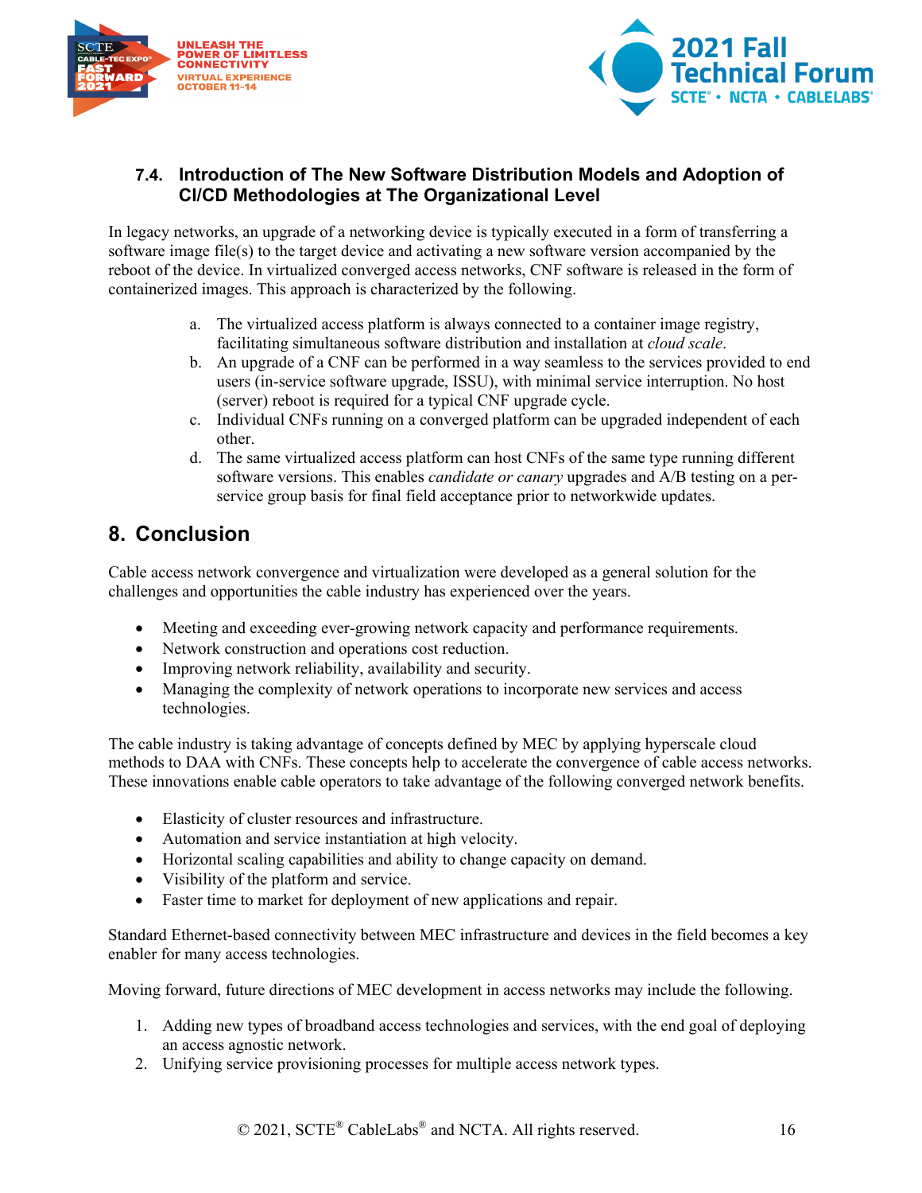### 7.4. Introduction of The New Software Distribution Models and Adoption of CI/CD Methodologies at The Organizational Level

In legacy networks, an upgrade of a networking device is typically executed in a form of transferring a software image file(s) to the target device and activating a new software version accompanied by the reboot of the device. In virtualized converged access networks, CNF software is released in the form of containerized images. This approach is characterized by the following.

a. The virtualized access platform is always connected to a container image registry, facilitating simultaneous software distribution and installation at *cloud scale*.
b. An upgrade of a CNF can be performed in a way seamless to the services provided to end users (in-service software upgrade, ISSU), with minimal service interruption. No host (server) reboot is required for a typical CNF upgrade cycle.
c. Individual CNFs running on a converged platform can be upgraded independent of each other.
d. The same virtualized access platform can host CNFs of the same type running different software versions. This enables *candidate or canary* upgrades and A/B testing on a per-service group basis for final field acceptance prior to networkwide updates.

## 8. Conclusion

Cable access network convergence and virtualization were developed as a general solution for the challenges and opportunities the cable industry has experienced over the years.

- Meeting and exceeding ever-growing network capacity and performance requirements.
- Network construction and operations cost reduction.
- Improving network reliability, availability and security.
- Managing the complexity of network operations to incorporate new services and access technologies.

The cable industry is taking advantage of concepts defined by MEC by applying hyperscale cloud methods to DAA with CNFs. These concepts help to accelerate the convergence of cable access networks. These innovations enable cable operators to take advantage of the following converged network benefits.

- Elasticity of cluster resources and infrastructure.
- Automation and service instantiation at high velocity.
- Horizontal scaling capabilities and ability to change capacity on demand.
- Visibility of the platform and service.
- Faster time to market for deployment of new applications and repair.

Standard Ethernet-based connectivity between MEC infrastructure and devices in the field becomes a key enabler for many access technologies.

Moving forward, future directions of MEC development in access networks may include the following.

1. Adding new types of broadband access technologies and services, with the end goal of deploying an access agnostic network.
2. Unifying service provisioning processes for multiple access network types.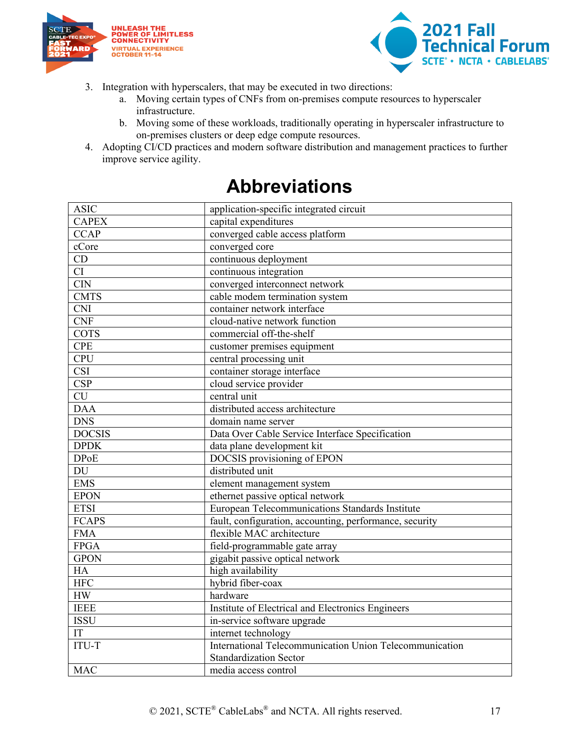3. Integration with hyperscalers, that may be executed in two directions:
    a. Moving certain types of CNFs from on-premises compute resources to hyperscaler infrastructure.
    b. Moving some of these workloads, traditionally operating in hyperscaler infrastructure to on-premises clusters or deep edge compute resources.
4. Adopting CI/CD practices and modern software distribution and management practices to further improve service agility.

# Abbreviations

| | |
|---|---|
| ASIC | application-specific integrated circuit |
| CAPEX | capital expenditures |
| CCAP | converged cable access platform |
| cCore | converged core |
| CD | continuous deployment |
| CI | continuous integration |
| CIN | converged interconnect network |
| CMTS | cable modem termination system |
| CNI | container network interface |
| CNF | cloud-native network function |
| COTS | commercial off-the-shelf |
| CPE | customer premises equipment |
| CPU | central processing unit |
| CSI | container storage interface |
| CSP | cloud service provider |
| CU | central unit |
| DAA | distributed access architecture |
| DNS | domain name server |
| DOCSIS | Data Over Cable Service Interface Specification |
| DPDK | data plane development kit |
| DPoE | DOCSIS provisioning of EPON |
| DU | distributed unit |
| EMS | element management system |
| EPON | ethernet passive optical network |
| ETSI | European Telecommunications Standards Institute |
| FCAPS | fault, configuration, accounting, performance, security |
| FMA | flexible MAC architecture |
| FPGA | field-programmable gate array |
| GPON | gigabit passive optical network |
| HA | high availability |
| HFC | hybrid fiber-coax |
| HW | hardware |
| IEEE | Institute of Electrical and Electronics Engineers |
| ISSU | in-service software upgrade |
| IT | internet technology |
| ITU-T | International Telecommunication Union Telecommunication Standardization Sector |
| MAC | media access control |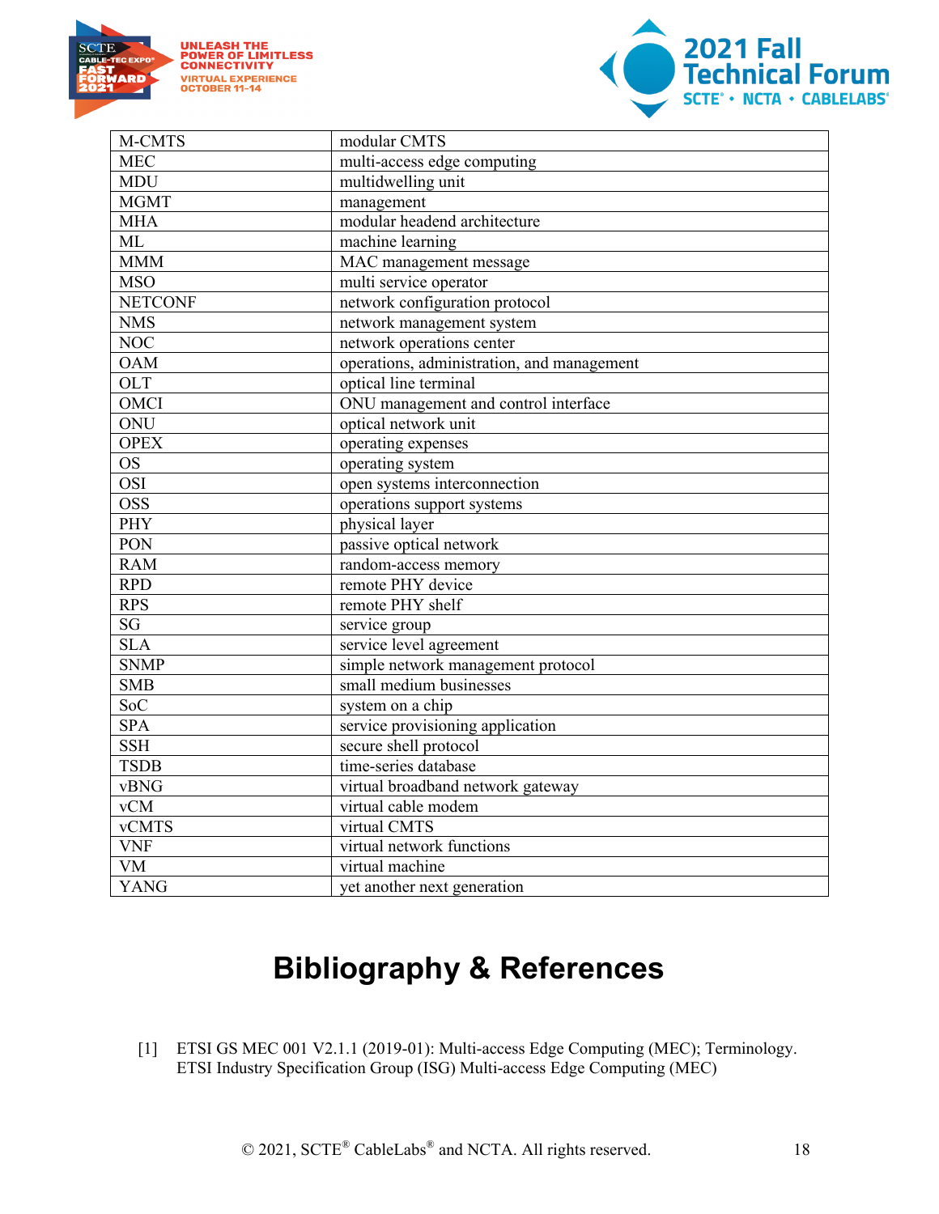| M-CMTS | modular CMTS |
|---|---|
| MEC | multi-access edge computing |
| MDU | multidwelling unit |
| MGMT | management |
| MHA | modular headend architecture |
| ML | machine learning |
| MMM | MAC management message |
| MSO | multi service operator |
| NETCONF | network configuration protocol |
| NMS | network management system |
| NOC | network operations center |
| OAM | operations, administration, and management |
| OLT | optical line terminal |
| OMCI | ONU management and control interface |
| ONU | optical network unit |
| OPEX | operating expenses |
| OS | operating system |
| OSI | open systems interconnection |
| OSS | operations support systems |
| PHY | physical layer |
| PON | passive optical network |
| RAM | random-access memory |
| RPD | remote PHY device |
| RPS | remote PHY shelf |
| SG | service group |
| SLA | service level agreement |
| SNMP | simple network management protocol |
| SMB | small medium businesses |
| SoC | system on a chip |
| SPA | service provisioning application |
| SSH | secure shell protocol |
| TSDB | time-series database |
| vBNG | virtual broadband network gateway |
| vCM | virtual cable modem |
| vCMTS | virtual CMTS |
| VNF | virtual network functions |
| VM | virtual machine |
| YANG | yet another next generation |

# Bibliography & References

[1] ETSI GS MEC 001 V2.1.1 (2019-01): Multi-access Edge Computing (MEC); Terminology. ETSI Industry Specification Group (ISG) Multi-access Edge Computing (MEC)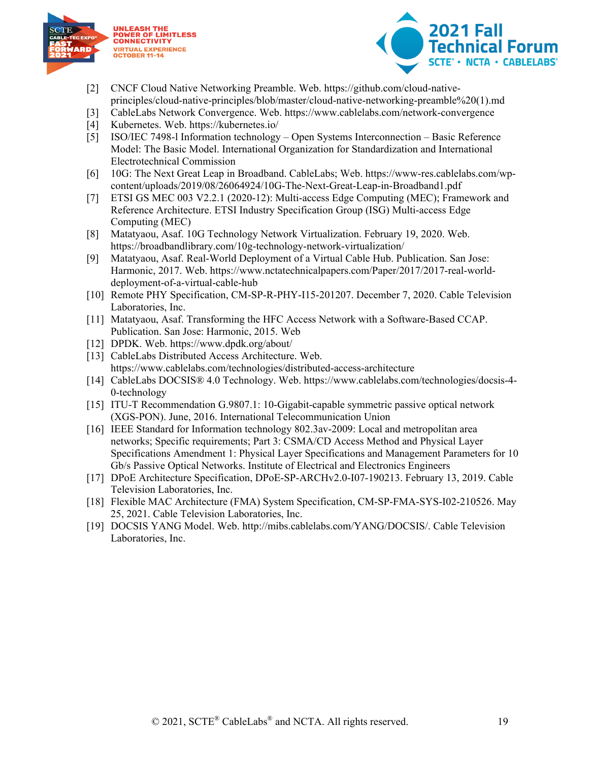[2] CNCF Cloud Native Networking Preamble. Web. https://github.com/cloud-native-principles/cloud-native-principles/blob/master/cloud-native-networking-preamble%20(1).md

[3] CableLabs Network Convergence. Web. https://www.cablelabs.com/network-convergence

[4] Kubernetes. Web. https://kubernetes.io/

[5] ISO/IEC 7498-l Information technology – Open Systems Interconnection – Basic Reference Model: The Basic Model. International Organization for Standardization and International Electrotechnical Commission

[6] 10G: The Next Great Leap in Broadband. CableLabs; Web. https://www-res.cablelabs.com/wp-content/uploads/2019/08/26064924/10G-The-Next-Great-Leap-in-Broadband1.pdf

[7] ETSI GS MEC 003 V2.2.1 (2020-12): Multi-access Edge Computing (MEC); Framework and Reference Architecture. ETSI Industry Specification Group (ISG) Multi-access Edge Computing (MEC)

[8] Matatyaou, Asaf. 10G Technology Network Virtualization. February 19, 2020. Web. https://broadbandlibrary.com/10g-technology-network-virtualization/

[9] Matatyaou, Asaf. Real-World Deployment of a Virtual Cable Hub. Publication. San Jose: Harmonic, 2017. Web. https://www.nctatechnicalpapers.com/Paper/2017/2017-real-world-deployment-of-a-virtual-cable-hub

[10] Remote PHY Specification, CM-SP-R-PHY-I15-201207. December 7, 2020. Cable Television Laboratories, Inc.

[11] Matatyaou, Asaf. Transforming the HFC Access Network with a Software-Based CCAP. Publication. San Jose: Harmonic, 2015. Web

[12] DPDK. Web. https://www.dpdk.org/about/

[13] CableLabs Distributed Access Architecture. Web. https://www.cablelabs.com/technologies/distributed-access-architecture

[14] CableLabs DOCSIS® 4.0 Technology. Web. https://www.cablelabs.com/technologies/docsis-4-0-technology

[15] ITU-T Recommendation G.9807.1: 10-Gigabit-capable symmetric passive optical network (XGS-PON). June, 2016. International Telecommunication Union

[16] IEEE Standard for Information technology 802.3av-2009: Local and metropolitan area networks; Specific requirements; Part 3: CSMA/CD Access Method and Physical Layer Specifications Amendment 1: Physical Layer Specifications and Management Parameters for 10 Gb/s Passive Optical Networks. Institute of Electrical and Electronics Engineers

[17] DPoE Architecture Specification, DPoE-SP-ARCHv2.0-I07-190213. February 13, 2019. Cable Television Laboratories, Inc.

[18] Flexible MAC Architecture (FMA) System Specification, CM-SP-FMA-SYS-I02-210526. May 25, 2021. Cable Television Laboratories, Inc.

[19] DOCSIS YANG Model. Web. http://mibs.cablelabs.com/YANG/DOCSIS/. Cable Television Laboratories, Inc.